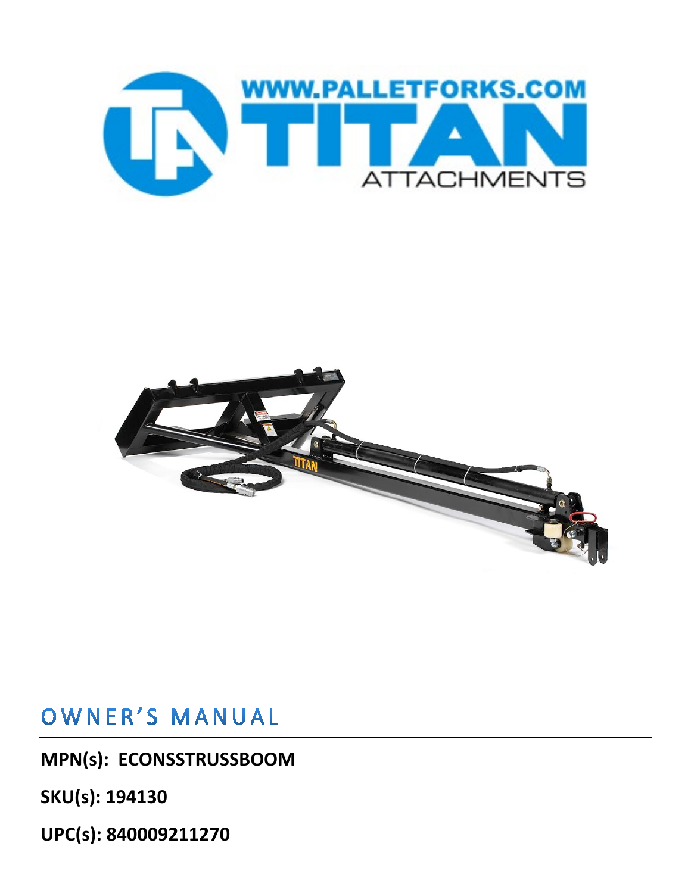# OWNER'S MANUAL

**MPN(s): ECONSSTRUSSBOOM**

**SKU(s): 194130**

**UPC(s): 840009211270**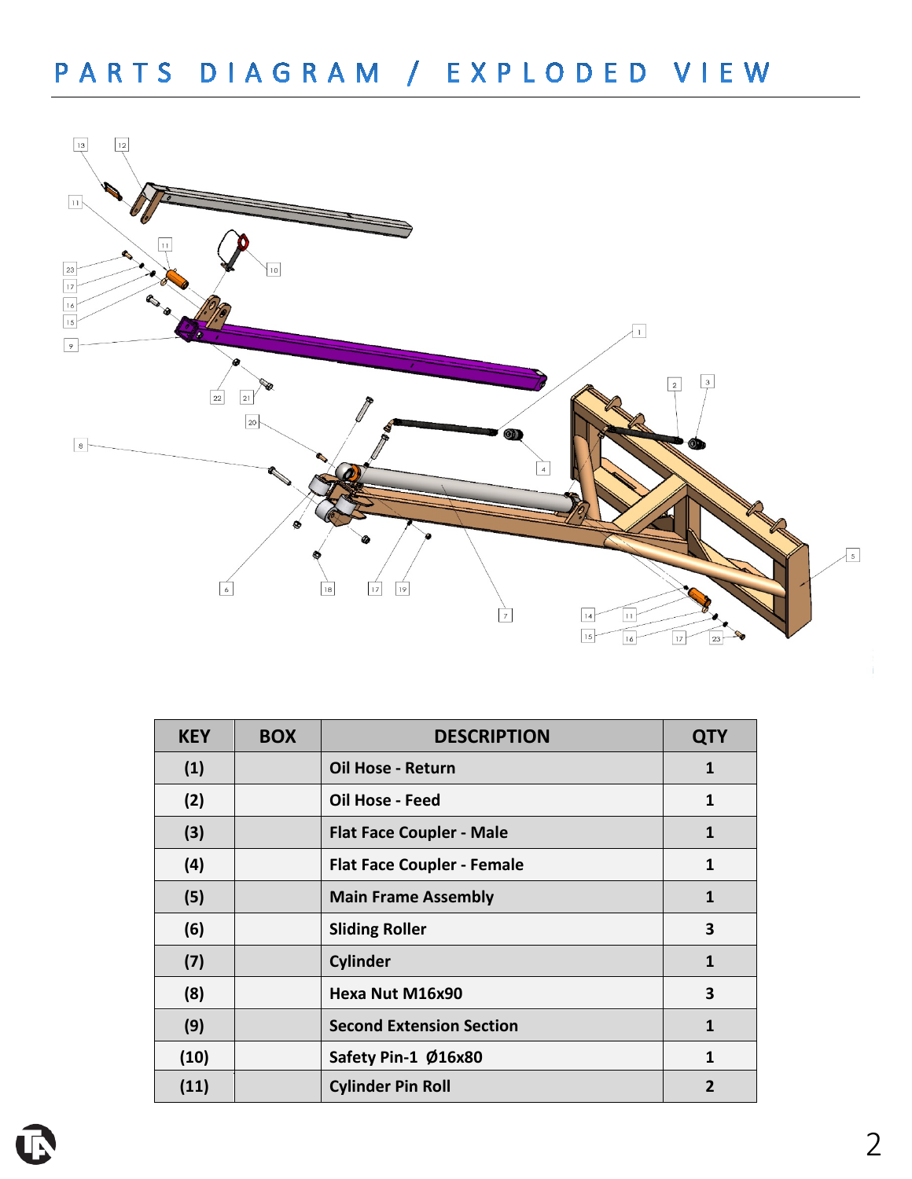# PARTS DIAGRAM / EXPLODED VIEW

| KEY | BOX | DESCRIPTION | QTY |
|---|---|---|---|
| (1) | | Oil Hose - Return | 1 |
| (2) | | Oil Hose - Feed | 1 |
| (3) | | Flat Face Coupler - Male | 1 |
| (4) | | Flat Face Coupler - Female | 1 |
| (5) | | Main Frame Assembly | 1 |
| (6) | | Sliding Roller | 3 |
| (7) | | Cylinder | 1 |
| (8) | | Hexa Nut M16x90 | 3 |
| (9) | | Second Extension Section | 1 |
| (10) | | Safety Pin-1 Ø16x80 | 1 |
| (11) | | Cylinder Pin Roll | 2 |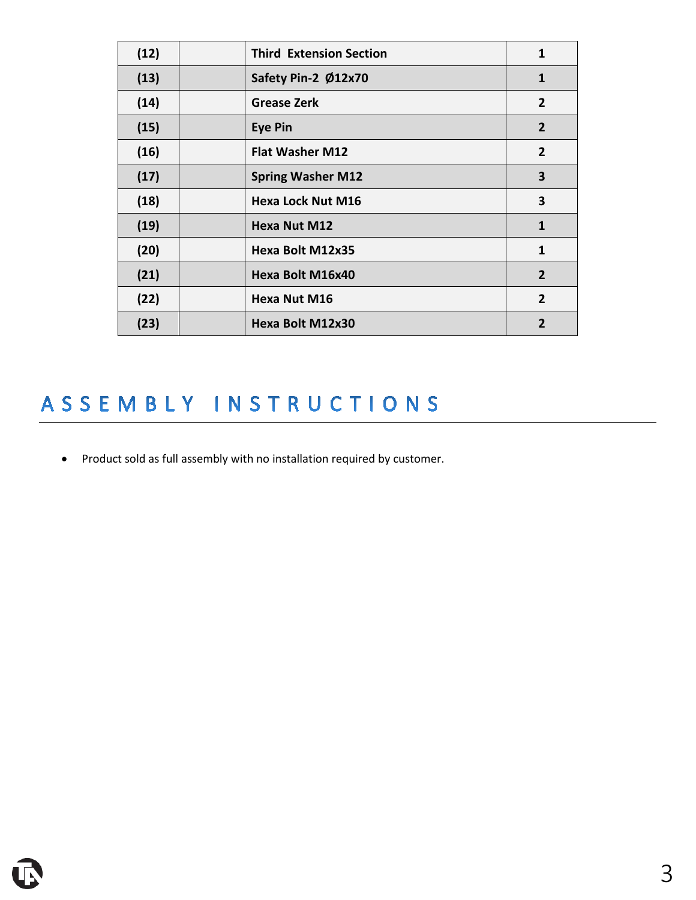| (12) | | Third Extension Section | 1 |
|---|---|---|---|
| (13) | | Safety Pin-2 Ø12x70 | 1 |
| (14) | | Grease Zerk | 2 |
| (15) | | Eye Pin | 2 |
| (16) | | Flat Washer M12 | 2 |
| (17) | | Spring Washer M12 | 3 |
| (18) | | Hexa Lock Nut M16 | 3 |
| (19) | | Hexa Nut M12 | 1 |
| (20) | | Hexa Bolt M12x35 | 1 |
| (21) | | Hexa Bolt M16x40 | 2 |
| (22) | | Hexa Nut M16 | 2 |
| (23) | | Hexa Bolt M12x30 | 2 |

# ASSEMBLY INSTRUCTIONS

- Product sold as full assembly with no installation required by customer.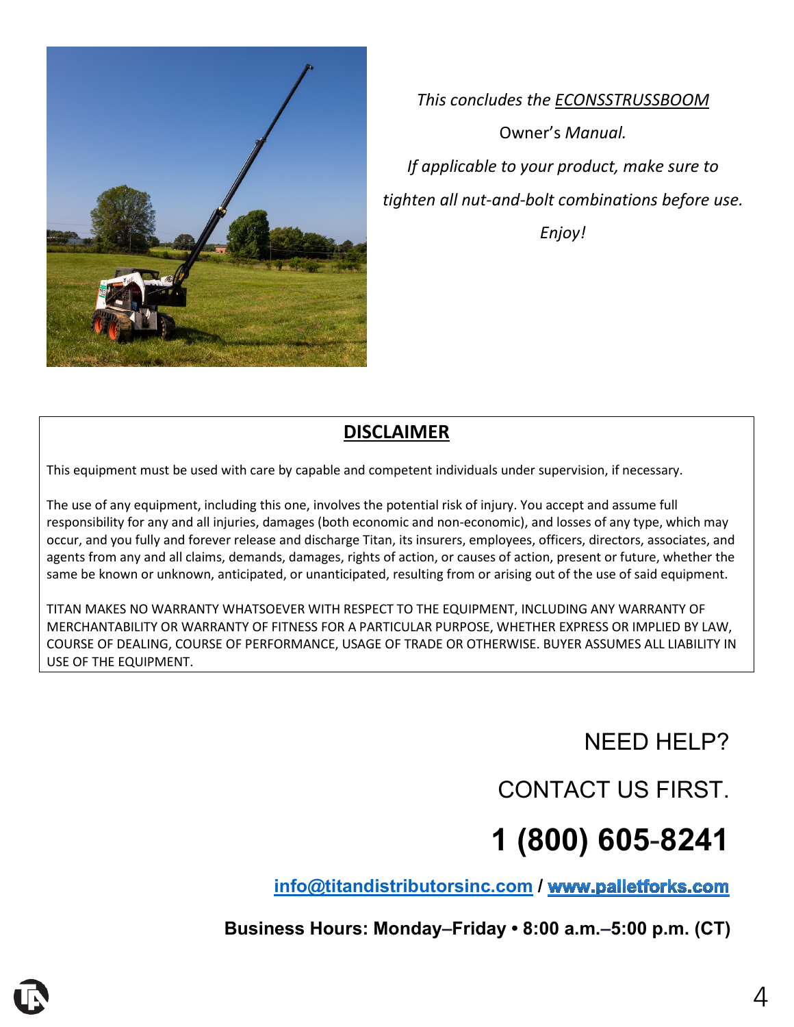*This concludes the* *ECONSSTRUSSBOOM*

Owner's *Manual.*

*If applicable to your product, make sure to tighten all nut-and-bolt combinations before use.*

*Enjoy!*

## DISCLAIMER

This equipment must be used with care by capable and competent individuals under supervision, if necessary.

The use of any equipment, including this one, involves the potential risk of injury. You accept and assume full responsibility for any and all injuries, damages (both economic and non-economic), and losses of any type, which may occur, and you fully and forever release and discharge Titan, its insurers, employees, officers, directors, associates, and agents from any and all claims, demands, damages, rights of action, or causes of action, present or future, whether the same be known or unknown, anticipated, or unanticipated, resulting from or arising out of the use of said equipment.

TITAN MAKES NO WARRANTY WHATSOEVER WITH RESPECT TO THE EQUIPMENT, INCLUDING ANY WARRANTY OF MERCHANTABILITY OR WARRANTY OF FITNESS FOR A PARTICULAR PURPOSE, WHETHER EXPRESS OR IMPLIED BY LAW, COURSE OF DEALING, COURSE OF PERFORMANCE, USAGE OF TRADE OR OTHERWISE. BUYER ASSUMES ALL LIABILITY IN USE OF THE EQUIPMENT.

NEED HELP?

CONTACT US FIRST.

**1 (800) 605-8241**

**info@titandistributorsinc.com / www.palletforks.com**

**Business Hours: Monday–Friday • 8:00 a.m.–5:00 p.m. (CT)**